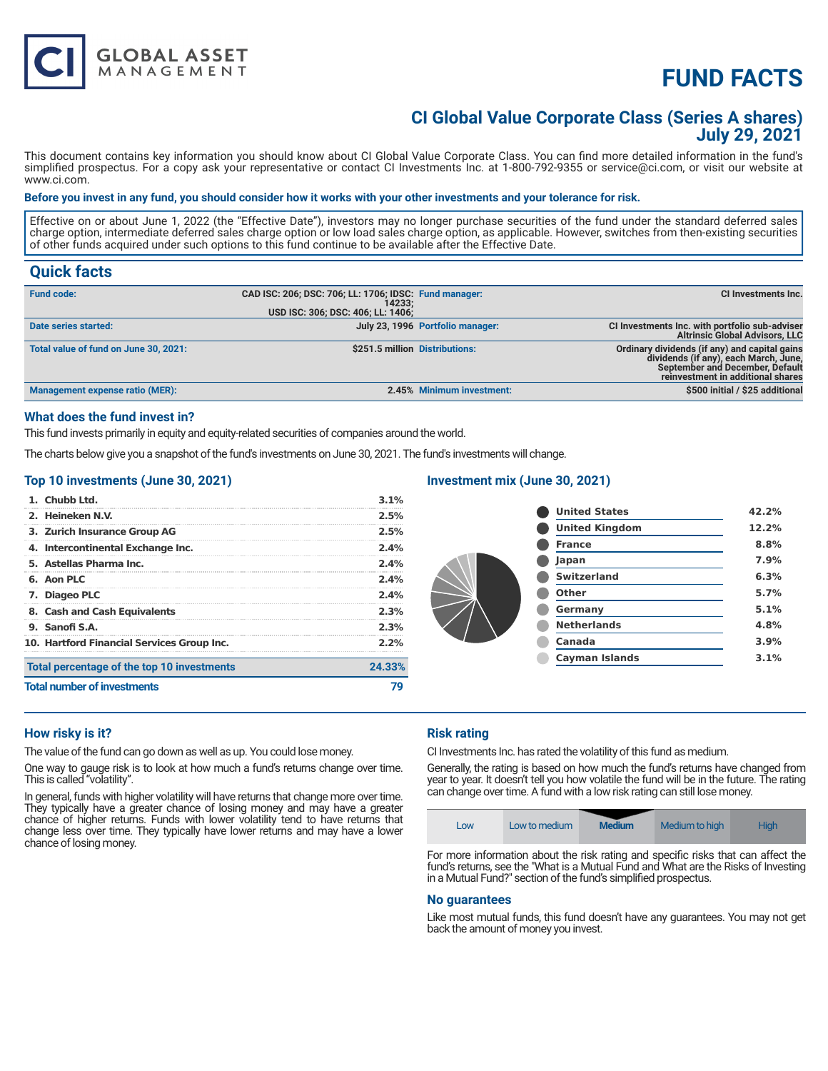# FUND FACTS

## CI Global Value Corporate Class (Series A shares)
## July 29, 2021

This document contains key information you should know about CI Global Value Corporate Class. You can find more detailed information in the fund's simplified prospectus. For a copy ask your representative or contact CI Investments Inc. at 1-800-792-9355 or service@ci.com, or visit our website at www.ci.com.

**Before you invest in any fund, you should consider how it works with your other investments and your tolerance for risk.**

Effective on or about June 1, 2022 (the "Effective Date"), investors may no longer purchase securities of the fund under the standard deferred sales charge option, intermediate deferred sales charge option or low load sales charge option, as applicable. However, switches from then-existing securities of other funds acquired under such options to this fund continue to be available after the Effective Date.

## Quick facts

| | | | |
|---|---|---|---|
| **Fund code:** | CAD ISC: 206; DSC: 706; LL: 1706; IDSC: 14233; USD ISC: 306; DSC: 406; LL: 1406; | **Fund manager:** | CI Investments Inc. |
| **Date series started:** | July 23, 1996 | **Portfolio manager:** | CI Investments Inc. with portfolio sub-adviser Altrinsic Global Advisors, LLC |
| **Total value of fund on June 30, 2021:** | $251.5 million | **Distributions:** | Ordinary dividends (if any) and capital gains dividends (if any), each March, June, September and December, Default reinvestment in additional shares |
| **Management expense ratio (MER):** | 2.45% | **Minimum investment:** | $500 initial / $25 additional |

### What does the fund invest in?

This fund invests primarily in equity and equity-related securities of companies around the world.

The charts below give you a snapshot of the fund's investments on June 30, 2021. The fund's investments will change.

### Top 10 investments (June 30, 2021)

| | |
|---|---|
| 1. Chubb Ltd. | 3.1% |
| 2. Heineken N.V. | 2.5% |
| 3. Zurich Insurance Group AG | 2.5% |
| 4. Intercontinental Exchange Inc. | 2.4% |
| 5. Astellas Pharma Inc. | 2.4% |
| 6. Aon PLC | 2.4% |
| 7. Diageo PLC | 2.4% |
| 8. Cash and Cash Equivalents | 2.3% |
| 9. Sanofi S.A. | 2.3% |
| 10. Hartford Financial Services Group Inc. | 2.2% |
| **Total percentage of the top 10 investments** | **24.33%** |
| **Total number of investments** | **79** |

### Investment mix (June 30, 2021)

| | |
|---|---|
| United States | 42.2% |
| United Kingdom | 12.2% |
| France | 8.8% |
| Japan | 7.9% |
| Switzerland | 6.3% |
| Other | 5.7% |
| Germany | 5.1% |
| Netherlands | 4.8% |
| Canada | 3.9% |
| Cayman Islands | 3.1% |

### How risky is it?

The value of the fund can go down as well as up. You could lose money.

One way to gauge risk is to look at how much a fund's returns change over time. This is called "volatility".

In general, funds with higher volatility will have returns that change more over time. They typically have a greater chance of losing money and may have a greater chance of higher returns. Funds with lower volatility tend to have returns that change less over time. They typically have lower returns and may have a lower chance of losing money.

### Risk rating

CI Investments Inc. has rated the volatility of this fund as medium.

Generally, the rating is based on how much the fund's returns have changed from year to year. It doesn't tell you how volatile the fund will be in the future. The rating can change over time. A fund with a low risk rating can still lose money.

| Low | Low to medium | **Medium** | Medium to high | High |
|---|---|---|---|---|

For more information about the risk rating and specific risks that can affect the fund's returns, see the "What is a Mutual Fund and What are the Risks of Investing in a Mutual Fund?" section of the fund's simplified prospectus.

### No guarantees

Like most mutual funds, this fund doesn't have any guarantees. You may not get back the amount of money you invest.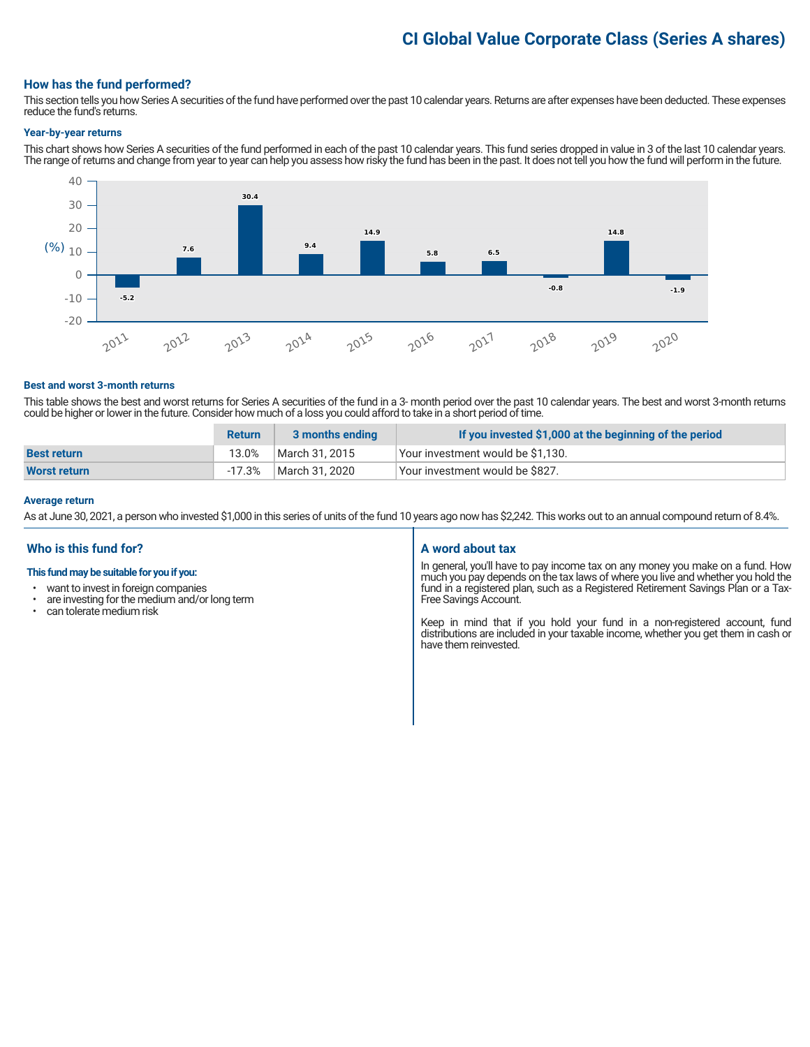# CI Global Value Corporate Class (Series A shares)

## How has the fund performed?

This section tells you how Series A securities of the fund have performed over the past 10 calendar years. Returns are after expenses have been deducted. These expenses reduce the fund's returns.

### Year-by-year returns

This chart shows how Series A securities of the fund performed in each of the past 10 calendar years. This fund series dropped in value in 3 of the last 10 calendar years. The range of returns and change from year to year can help you assess how risky the fund has been in the past. It does not tell you how the fund will perform in the future.

| Year | 2011 | 2012 | 2013 | 2014 | 2015 | 2016 | 2017 | 2018 | 2019 | 2020 |
|---|---|---|---|---|---|---|---|---|---|---|
| Return (%) | -5.2 | 7.6 | 30.4 | 9.4 | 14.9 | 5.8 | 6.5 | -0.8 | 14.8 | -1.9 |

### Best and worst 3-month returns

This table shows the best and worst returns for Series A securities of the fund in a 3- month period over the past 10 calendar years. The best and worst 3-month returns could be higher or lower in the future. Consider how much of a loss you could afford to take in a short period of time.

| | Return | 3 months ending | If you invested $1,000 at the beginning of the period |
|---|---|---|---|
| **Best return** | 13.0% | March 31, 2015 | Your investment would be $1,130. |
| **Worst return** | -17.3% | March 31, 2020 | Your investment would be $827. |

### Average return

As at June 30, 2021, a person who invested $1,000 in this series of units of the fund 10 years ago now has $2,242. This works out to an annual compound return of 8.4%.

## Who is this fund for?

**This fund may be suitable for you if you:**

- want to invest in foreign companies
- are investing for the medium and/or long term
- can tolerate medium risk

## A word about tax

In general, you'll have to pay income tax on any money you make on a fund. How much you pay depends on the tax laws of where you live and whether you hold the fund in a registered plan, such as a Registered Retirement Savings Plan or a Tax-Free Savings Account.

Keep in mind that if you hold your fund in a non-registered account, fund distributions are included in your taxable income, whether you get them in cash or have them reinvested.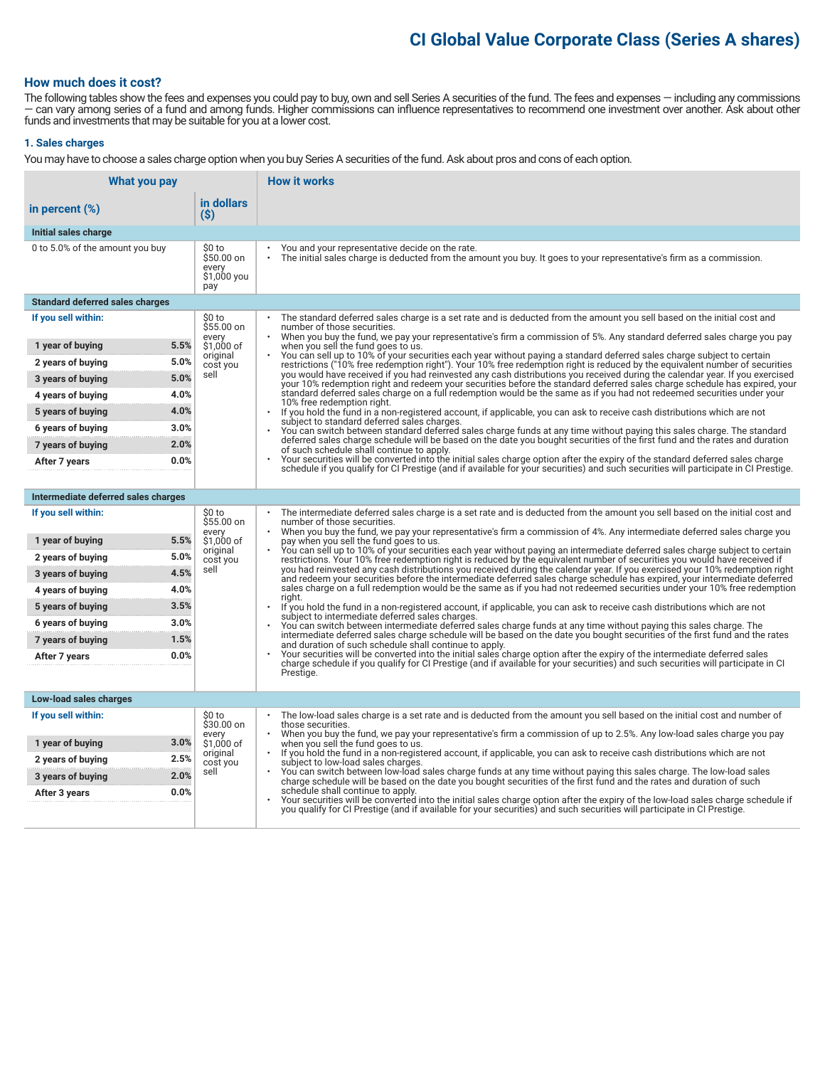# CI Global Value Corporate Class (Series A shares)

## How much does it cost?

The following tables show the fees and expenses you could pay to buy, own and sell Series A securities of the fund. The fees and expenses — including any commissions — can vary among series of a fund and among funds. Higher commissions can influence representatives to recommend one investment over another. Ask about other funds and investments that may be suitable for you at a lower cost.

### 1. Sales charges

You may have to choose a sales charge option when you buy Series A securities of the fund. Ask about pros and cons of each option.

| What you pay | | | How it works |
|---|---|---|---|
| **in percent (%)** | | **in dollars ($)** | |
| **Initial sales charge** | | | |
| 0 to 5.0% of the amount you buy | | $0 to $50.00 on every $1,000 you pay | • You and your representative decide on the rate.<br>• The initial sales charge is deducted from the amount you buy. It goes to your representative's firm as a commission. |
| **Standard deferred sales charges** | | | |
| **If you sell within:** | | $0 to $55.00 on every $1,000 of original cost you sell | • The standard deferred sales charge is a set rate and is deducted from the amount you sell based on the initial cost and number of those securities.<br>• When you buy the fund, we pay your representative's firm a commission of 5%. Any standard deferred sales charge you pay when you sell the fund goes to us.<br>• You can sell up to 10% of your securities each year without paying a standard deferred sales charge subject to certain restrictions ("10% free redemption right"). Your 10% free redemption right is reduced by the equivalent number of securities you would have received if you had reinvested any cash distributions you received during the calendar year. If you exercised your 10% redemption right and redeem your securities before the standard deferred sales charge schedule has expired, your standard deferred sales charge on a full redemption would be the same as if you had not redeemed securities under your 10% free redemption right.<br>• If you hold the fund in a non-registered account, if applicable, you can ask to receive cash distributions which are not subject to standard deferred sales charges.<br>• You can switch between standard deferred sales charge funds at any time without paying this sales charge. The standard deferred sales charge schedule will be based on the date you bought securities of the first fund and the rates and duration of such schedule shall continue to apply.<br>• Your securities will be converted into the initial sales charge option after the expiry of the standard deferred sales charge schedule if you qualify for CI Prestige (and if available for your securities) and such securities will participate in CI Prestige. |
| **1 year of buying** | **5.5%** | | |
| **2 years of buying** | **5.0%** | | |
| **3 years of buying** | **5.0%** | | |
| **4 years of buying** | **4.0%** | | |
| **5 years of buying** | **4.0%** | | |
| **6 years of buying** | **3.0%** | | |
| **7 years of buying** | **2.0%** | | |
| **After 7 years** | **0.0%** | | |
| **Intermediate deferred sales charges** | | | |
| **If you sell within:** | | $0 to $55.00 on every $1,000 of original cost you sell | • The intermediate deferred sales charge is a set rate and is deducted from the amount you sell based on the initial cost and number of those securities.<br>• When you buy the fund, we pay your representative's firm a commission of 4%. Any intermediate deferred sales charge you pay when you sell the fund goes to us.<br>• You can sell up to 10% of your securities each year without paying an intermediate deferred sales charge subject to certain restrictions. Your 10% free redemption right is reduced by the equivalent number of securities you would have received if you had reinvested any cash distributions you received during the calendar year. If you exercised your 10% redemption right and redeem your securities before the intermediate deferred sales charge schedule has expired, your intermediate deferred sales charge on a full redemption would be the same as if you had not redeemed securities under your 10% free redemption right.<br>• If you hold the fund in a non-registered account, if applicable, you can ask to receive cash distributions which are not subject to intermediate deferred sales charges.<br>• You can switch between intermediate deferred sales charge funds at any time without paying this sales charge. The intermediate deferred sales charge schedule will be based on the date you bought securities of the first fund and the rates and duration of such schedule shall continue to apply.<br>• Your securities will be converted into the initial sales charge option after the expiry of the intermediate deferred sales charge schedule if you qualify for CI Prestige (and if available for your securities) and such securities will participate in CI Prestige. |
| **1 year of buying** | **5.5%** | | |
| **2 years of buying** | **5.0%** | | |
| **3 years of buying** | **4.5%** | | |
| **4 years of buying** | **4.0%** | | |
| **5 years of buying** | **3.5%** | | |
| **6 years of buying** | **3.0%** | | |
| **7 years of buying** | **1.5%** | | |
| **After 7 years** | **0.0%** | | |
| **Low-load sales charges** | | | |
| **If you sell within:** | | $0 to $30.00 on every $1,000 of original cost you sell | • The low-load sales charge is a set rate and is deducted from the amount you sell based on the initial cost and number of those securities.<br>• When you buy the fund, we pay your representative's firm a commission of up to 2.5%. Any low-load sales charge you pay when you sell the fund goes to us.<br>• If you hold the fund in a non-registered account, if applicable, you can ask to receive cash distributions which are not subject to low-load sales charges.<br>• You can switch between low-load sales charge funds at any time without paying this sales charge. The low-load sales charge schedule will be based on the date you bought securities of the first fund and the rates and duration of such schedule shall continue to apply.<br>• Your securities will be converted into the initial sales charge option after the expiry of the low-load sales charge schedule if you qualify for CI Prestige (and if available for your securities) and such securities will participate in CI Prestige. |
| **1 year of buying** | **3.0%** | | |
| **2 years of buying** | **2.5%** | | |
| **3 years of buying** | **2.0%** | | |
| **After 3 years** | **0.0%** | | |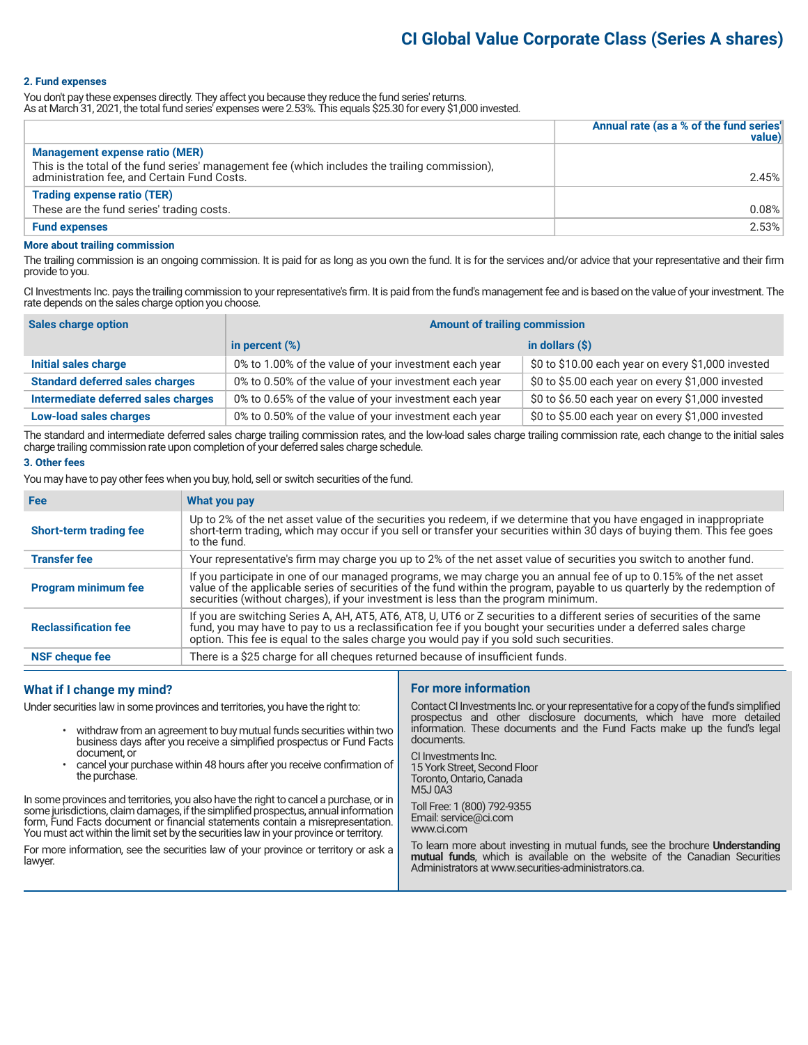# CI Global Value Corporate Class (Series A shares)

## 2. Fund expenses

You don't pay these expenses directly. They affect you because they reduce the fund series' returns.
As at March 31, 2021, the total fund series' expenses were 2.53%. This equals $25.30 for every $1,000 invested.

| | Annual rate (as a % of the fund series' value) |
|---|---|
| **Management expense ratio (MER)**<br>This is the total of the fund series' management fee (which includes the trailing commission), administration fee, and Certain Fund Costs. | 2.45% |
| **Trading expense ratio (TER)**<br>These are the fund series' trading costs. | 0.08% |
| **Fund expenses** | 2.53% |

### More about trailing commission

The trailing commission is an ongoing commission. It is paid for as long as you own the fund. It is for the services and/or advice that your representative and their firm provide to you.

CI Investments Inc. pays the trailing commission to your representative's firm. It is paid from the fund's management fee and is based on the value of your investment. The rate depends on the sales charge option you choose.

| Sales charge option | Amount of trailing commission | |
|---|---|---|
| | in percent (%) | in dollars ($) |
| **Initial sales charge** | 0% to 1.00% of the value of your investment each year | $0 to $10.00 each year on every $1,000 invested |
| **Standard deferred sales charges** | 0% to 0.50% of the value of your investment each year | $0 to $5.00 each year on every $1,000 invested |
| **Intermediate deferred sales charges** | 0% to 0.65% of the value of your investment each year | $0 to $6.50 each year on every $1,000 invested |
| **Low-load sales charges** | 0% to 0.50% of the value of your investment each year | $0 to $5.00 each year on every $1,000 invested |

The standard and intermediate deferred sales charge trailing commission rates, and the low-load sales charge trailing commission rate, each change to the initial sales charge trailing commission rate upon completion of your deferred sales charge schedule.

## 3. Other fees

You may have to pay other fees when you buy, hold, sell or switch securities of the fund.

| Fee | What you pay |
|---|---|
| **Short-term trading fee** | Up to 2% of the net asset value of the securities you redeem, if we determine that you have engaged in inappropriate short-term trading, which may occur if you sell or transfer your securities within 30 days of buying them. This fee goes to the fund. |
| **Transfer fee** | Your representative's firm may charge you up to 2% of the net asset value of securities you switch to another fund. |
| **Program minimum fee** | If you participate in one of our managed programs, we may charge you an annual fee of up to 0.15% of the net asset value of the applicable series of securities of the fund within the program, payable to us quarterly by the redemption of securities (without charges), if your investment is less than the program minimum. |
| **Reclassification fee** | If you are switching Series A, AH, AT5, AT6, AT8, U, UT6 or Z securities to a different series of securities of the same fund, you may have to pay to us a reclassification fee if you bought your securities under a deferred sales charge option. This fee is equal to the sales charge you would pay if you sold such securities. |
| **NSF cheque fee** | There is a $25 charge for all cheques returned because of insufficient funds. |

## What if I change my mind?

Under securities law in some provinces and territories, you have the right to:

- withdraw from an agreement to buy mutual funds securities within two business days after you receive a simplified prospectus or Fund Facts document, or
- cancel your purchase within 48 hours after you receive confirmation of the purchase.

In some provinces and territories, you also have the right to cancel a purchase, or in some jurisdictions, claim damages, if the simplified prospectus, annual information form, Fund Facts document or financial statements contain a misrepresentation. You must act within the limit set by the securities law in your province or territory.

For more information, see the securities law of your province or territory or ask a lawyer.

## For more information

Contact CI Investments Inc. or your representative for a copy of the fund's simplified prospectus and other disclosure documents, which have more detailed information. These documents and the Fund Facts make up the fund's legal documents.

CI Investments Inc.
15 York Street, Second Floor
Toronto, Ontario, Canada
M5J 0A3

Toll Free: 1 (800) 792-9355
Email: service@ci.com
www.ci.com

To learn more about investing in mutual funds, see the brochure **Understanding mutual funds**, which is available on the website of the Canadian Securities Administrators at www.securities-administrators.ca.